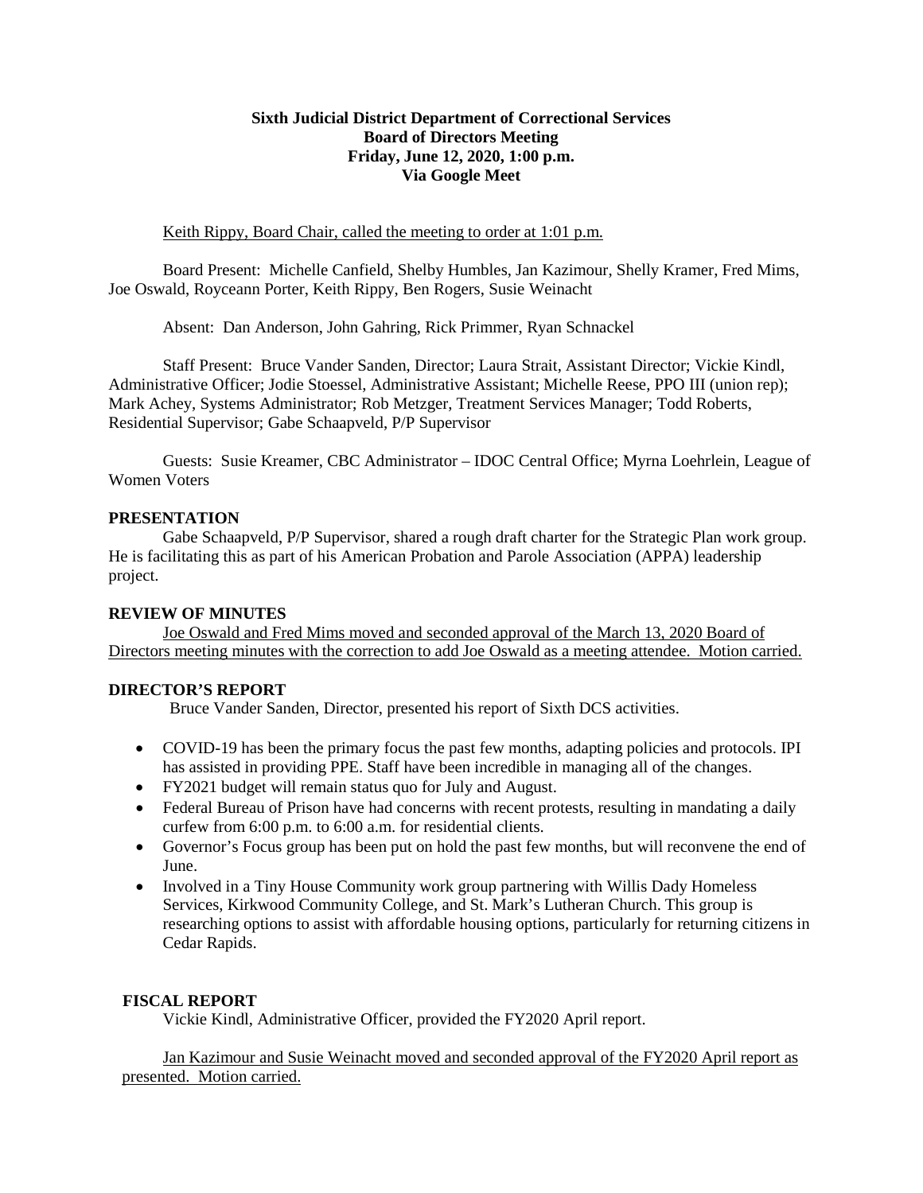**Sixth Judicial District Department of Correctional Services**
**Board of Directors Meeting**
**Friday, June 12, 2020, 1:00 p.m.**
**Via Google Meet**

Keith Rippy, Board Chair, called the meeting to order at 1:01 p.m.

Board Present: Michelle Canfield, Shelby Humbles, Jan Kazimour, Shelly Kramer, Fred Mims, Joe Oswald, Royceann Porter, Keith Rippy, Ben Rogers, Susie Weinacht

Absent: Dan Anderson, John Gahring, Rick Primmer, Ryan Schnackel

Staff Present: Bruce Vander Sanden, Director; Laura Strait, Assistant Director; Vickie Kindl, Administrative Officer; Jodie Stoessel, Administrative Assistant; Michelle Reese, PPO III (union rep); Mark Achey, Systems Administrator; Rob Metzger, Treatment Services Manager; Todd Roberts, Residential Supervisor; Gabe Schaapveld, P/P Supervisor

Guests: Susie Kreamer, CBC Administrator – IDOC Central Office; Myrna Loehrlein, League of Women Voters

## PRESENTATION

Gabe Schaapveld, P/P Supervisor, shared a rough draft charter for the Strategic Plan work group. He is facilitating this as part of his American Probation and Parole Association (APPA) leadership project.

## REVIEW OF MINUTES

Joe Oswald and Fred Mims moved and seconded approval of the March 13, 2020 Board of Directors meeting minutes with the correction to add Joe Oswald as a meeting attendee. Motion carried.

## DIRECTOR'S REPORT

Bruce Vander Sanden, Director, presented his report of Sixth DCS activities.

- COVID-19 has been the primary focus the past few months, adapting policies and protocols. IPI has assisted in providing PPE. Staff have been incredible in managing all of the changes.
- FY2021 budget will remain status quo for July and August.
- Federal Bureau of Prison have had concerns with recent protests, resulting in mandating a daily curfew from 6:00 p.m. to 6:00 a.m. for residential clients.
- Governor's Focus group has been put on hold the past few months, but will reconvene the end of June.
- Involved in a Tiny House Community work group partnering with Willis Dady Homeless Services, Kirkwood Community College, and St. Mark's Lutheran Church. This group is researching options to assist with affordable housing options, particularly for returning citizens in Cedar Rapids.

## FISCAL REPORT

Vickie Kindl, Administrative Officer, provided the FY2020 April report.

Jan Kazimour and Susie Weinacht moved and seconded approval of the FY2020 April report as presented. Motion carried.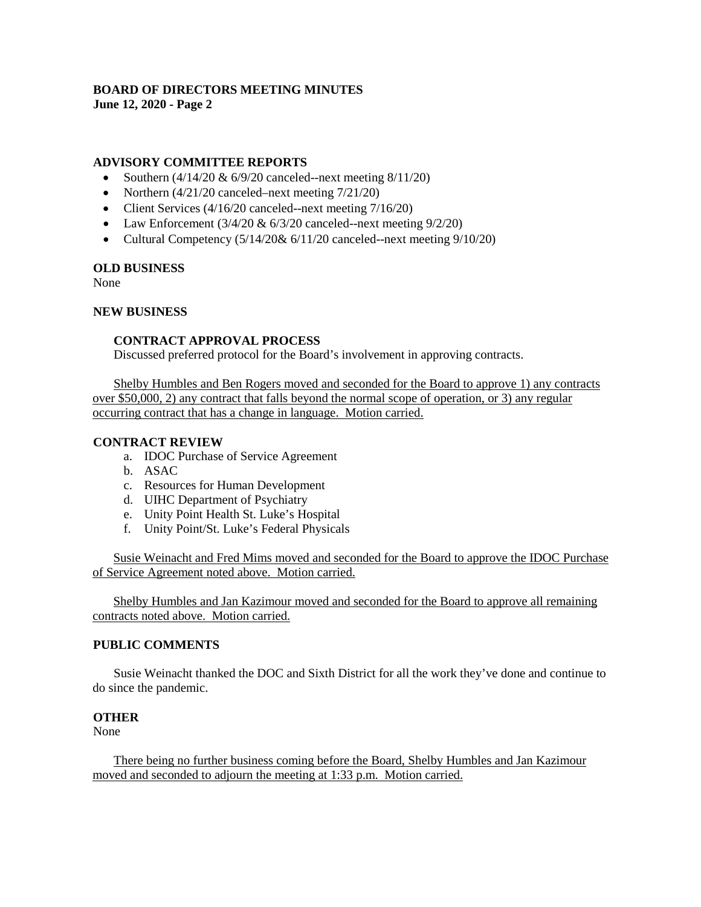## ADVISORY COMMITTEE REPORTS

- Southern (4/14/20 & 6/9/20 canceled--next meeting 8/11/20)
- Northern (4/21/20 canceled–next meeting 7/21/20)
- Client Services (4/16/20 canceled--next meeting 7/16/20)
- Law Enforcement (3/4/20 & 6/3/20 canceled--next meeting 9/2/20)
- Cultural Competency (5/14/20& 6/11/20 canceled--next meeting 9/10/20)

## OLD BUSINESS

None

## NEW BUSINESS

### CONTRACT APPROVAL PROCESS

Discussed preferred protocol for the Board's involvement in approving contracts.

Shelby Humbles and Ben Rogers moved and seconded for the Board to approve 1) any contracts over $50,000, 2) any contract that falls beyond the normal scope of operation, or 3) any regular occurring contract that has a change in language. Motion carried.

### CONTRACT REVIEW

a. IDOC Purchase of Service Agreement
b. ASAC
c. Resources for Human Development
d. UIHC Department of Psychiatry
e. Unity Point Health St. Luke's Hospital
f. Unity Point/St. Luke's Federal Physicals

Susie Weinacht and Fred Mims moved and seconded for the Board to approve the IDOC Purchase of Service Agreement noted above. Motion carried.

Shelby Humbles and Jan Kazimour moved and seconded for the Board to approve all remaining contracts noted above. Motion carried.

## PUBLIC COMMENTS

Susie Weinacht thanked the DOC and Sixth District for all the work they've done and continue to do since the pandemic.

## OTHER

None

There being no further business coming before the Board, Shelby Humbles and Jan Kazimour moved and seconded to adjourn the meeting at 1:33 p.m. Motion carried.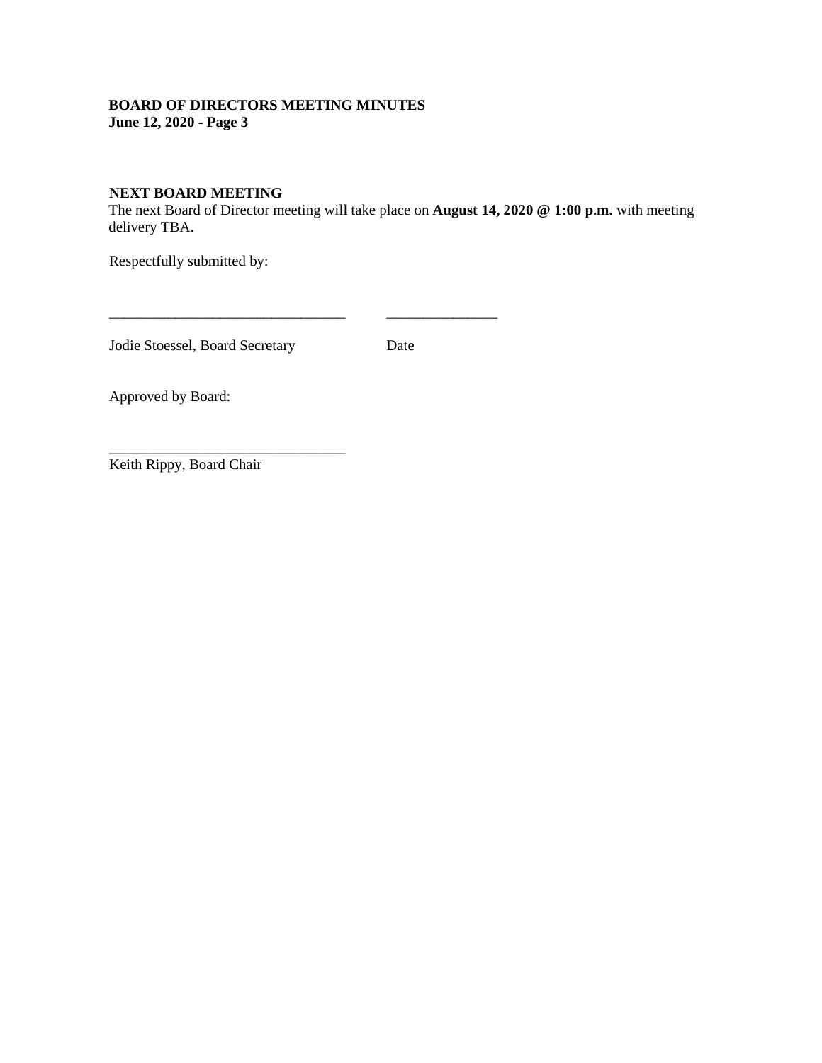**BOARD OF DIRECTORS MEETING MINUTES**
**June 12, 2020 - Page 3**

## NEXT BOARD MEETING

The next Board of Director meeting will take place on **August 14, 2020 @ 1:00 p.m.** with meeting delivery TBA.

Respectfully submitted by:

________________________________ _______________

Jodie Stoessel, Board Secretary Date

Approved by Board:

________________________________
Keith Rippy, Board Chair